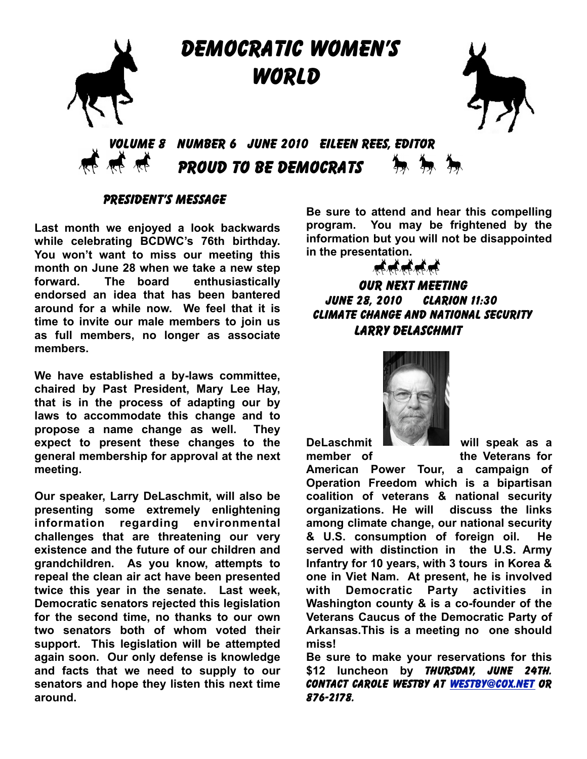# Democratic Women's World

*Volume 8 Number 6 June 2010 Eileen Rees, Editor*

## Proud to be Democrats

### President's Message

**Last month we enjoyed a look backwards while celebrating BCDWC's 76th birthday. You won't want to miss our meeting this month on June 28 when we take a new step forward. The board enthusiastically endorsed an idea that has been bantered around for a while now. We feel that it is time to invite our male members to join us as full members, no longer as associate members.**

**We have established a by-laws committee, chaired by Past President, Mary Lee Hay, that is in the process of adapting our by laws to accommodate this change and to propose a name change as well. They expect to present these changes to the general membership for approval at the next meeting.**

**Our speaker, Larry DeLaschmit, will also be presenting some extremely enlightening information regarding environmental challenges that are threatening our very existence and the future of our children and grandchildren. As you know, attempts to repeal the clean air act have been presented twice this year in the senate. Last week, Democratic senators rejected this legislation for the second time, no thanks to our own two senators both of whom voted their support. This legislation will be attempted again soon. Our only defense is knowledge and facts that we need to supply to our senators and hope they listen this next time around.**

**Be sure to attend and hear this compelling program. You may be frightened by the information but you will not be disappointed in the presentation.**

### Our Next Meeting

**June 28, 2010 Clarion 11:30**

**Climate Change and National Security**

**Larry DeLaschmit**

**DeLaschmit will speak as a member of the Veterans for American Power Tour, a campaign of Operation Freedom which is a bipartisan coalition of veterans & national security organizations. He will discuss the links among climate change, our national security & U.S. consumption of foreign oil. He served with distinction in the U.S. Army Infantry for 10 years, with 3 tours in Korea & one in Viet Nam. At present, he is involved with Democratic Party activities in Washington county & is a co-founder of the Veterans Caucus of the Democratic Party of Arkansas.This is a meeting no one should miss!**

**Be sure to make your reservations for this $12 luncheon by *Thursday, June 24th. Contact Carole Westby at [westby@cox.net](mailto:westby@cox.net) or 876-2178.***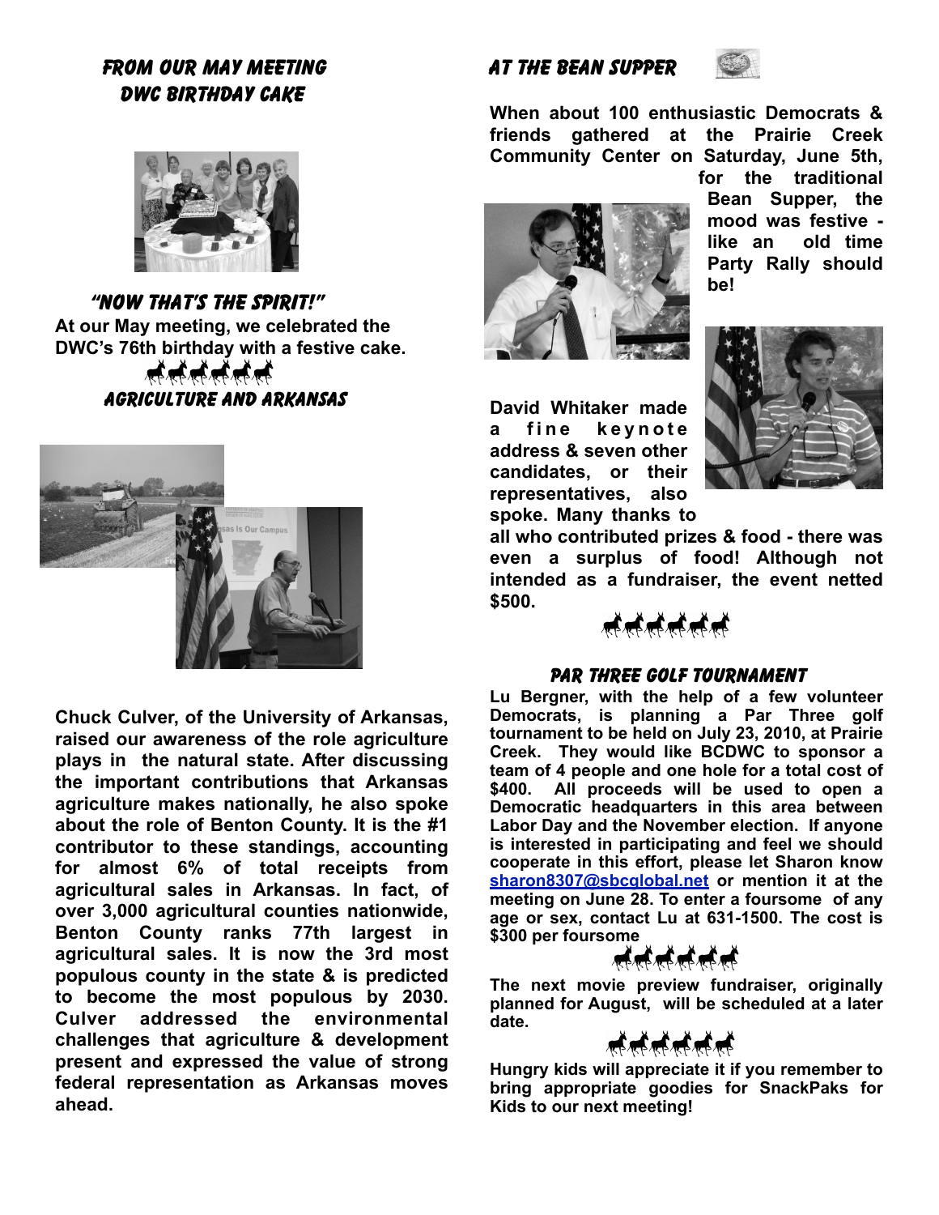## FROM OUR MAY MEETING DWC BIRTHDAY CAKE

### "NOW THAT'S THE SPIRIT!"

**At our May meeting, we celebrated the DWC's 76th birthday with a festive cake.**

## AGRICULTURE AND ARKANSAS

**Chuck Culver, of the University of Arkansas, raised our awareness of the role agriculture plays in the natural state. After discussing the important contributions that Arkansas agriculture makes nationally, he also spoke about the role of Benton County. It is the #1 contributor to these standings, accounting for almost 6% of total receipts from agricultural sales in Arkansas. In fact, of over 3,000 agricultural counties nationwide, Benton County ranks 77th largest in agricultural sales. It is now the 3rd most populous county in the state & is predicted to become the most populous by 2030. Culver addressed the environmental challenges that agriculture & development present and expressed the value of strong federal representation as Arkansas moves ahead.**

## AT THE BEAN SUPPER

**When about 100 enthusiastic Democrats & friends gathered at the Prairie Creek Community Center on Saturday, June 5th, for the traditional Bean Supper, the mood was festive - like an old time Party Rally should be!**

**David Whitaker made a fine keynote address & seven other candidates, or their representatives, also spoke. Many thanks to all who contributed prizes & food - there was even a surplus of food! Although not intended as a fundraiser, the event netted $500.**

## PAR THREE GOLF TOURNAMENT

**Lu Bergner, with the help of a few volunteer Democrats, is planning a Par Three golf tournament to be held on July 23, 2010, at Prairie Creek. They would like BCDWC to sponsor a team of 4 people and one hole for a total cost of $400. All proceeds will be used to open a Democratic headquarters in this area between Labor Day and the November election. If anyone is interested in participating and feel we should cooperate in this effort, please let Sharon know sharon8307@sbcglobal.net or mention it at the meeting on June 28. To enter a foursome of any age or sex, contact Lu at 631-1500. The cost is $300 per foursome**

**The next movie preview fundraiser, originally planned for August, will be scheduled at a later date.**

**Hungry kids will appreciate it if you remember to bring appropriate goodies for SnackPaks for Kids to our next meeting!**